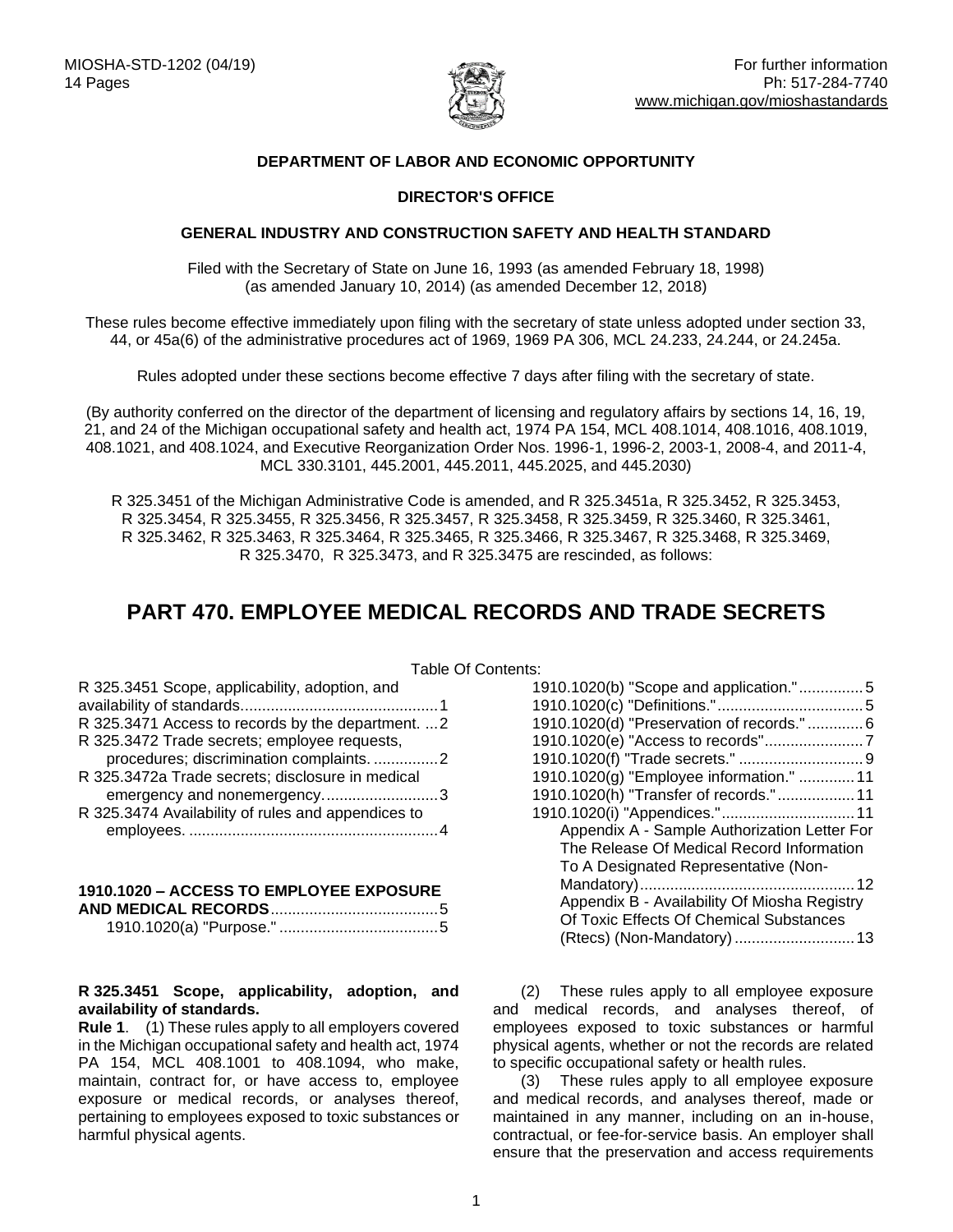MIOSHA-STD-1202 (04/19)
14 Pages

For further information
Ph: 517-284-7740
www.michigan.gov/mioshastandards

**DEPARTMENT OF LABOR AND ECONOMIC OPPORTUNITY**

**DIRECTOR'S OFFICE**

**GENERAL INDUSTRY AND CONSTRUCTION SAFETY AND HEALTH STANDARD**

Filed with the Secretary of State on June 16, 1993 (as amended February 18, 1998) (as amended January 10, 2014) (as amended December 12, 2018)

These rules become effective immediately upon filing with the secretary of state unless adopted under section 33, 44, or 45a(6) of the administrative procedures act of 1969, 1969 PA 306, MCL 24.233, 24.244, or 24.245a.

Rules adopted under these sections become effective 7 days after filing with the secretary of state.

(By authority conferred on the director of the department of licensing and regulatory affairs by sections 14, 16, 19, 21, and 24 of the Michigan occupational safety and health act, 1974 PA 154, MCL 408.1014, 408.1016, 408.1019, 408.1021, and 408.1024, and Executive Reorganization Order Nos. 1996-1, 1996-2, 2003-1, 2008-4, and 2011-4, MCL 330.3101, 445.2001, 445.2011, 445.2025, and 445.2030)

R 325.3451 of the Michigan Administrative Code is amended, and R 325.3451a, R 325.3452, R 325.3453, R 325.3454, R 325.3455, R 325.3456, R 325.3457, R 325.3458, R 325.3459, R 325.3460, R 325.3461, R 325.3462, R 325.3463, R 325.3464, R 325.3465, R 325.3466, R 325.3467, R 325.3468, R 325.3469, R 325.3470, R 325.3473, and R 325.3475 are rescinded, as follows:

# PART 470. EMPLOYEE MEDICAL RECORDS AND TRADE SECRETS

Table Of Contents:

- R 325.3451 Scope, applicability, adoption, and availability of standards....1
- R 325.3471 Access to records by the department. ...2
- R 325.3472 Trade secrets; employee requests, procedures; discrimination complaints. ....2
- R 325.3472a Trade secrets; disclosure in medical emergency and nonemergency....3
- R 325.3474 Availability of rules and appendices to employees. ....4
- **1910.1020 – ACCESS TO EMPLOYEE EXPOSURE AND MEDICAL RECORDS**....5
  - 1910.1020(a) "Purpose." ....5
  - 1910.1020(b) "Scope and application."....5
  - 1910.1020(c) "Definitions."....5
  - 1910.1020(d) "Preservation of records." ....6
  - 1910.1020(e) "Access to records"....7
  - 1910.1020(f) "Trade secrets." ....9
  - 1910.1020(g) "Employee information." ....11
  - 1910.1020(h) "Transfer of records." ....11
  - 1910.1020(i) "Appendices."....11
    - Appendix A - Sample Authorization Letter For The Release Of Medical Record Information To A Designated Representative (Non-Mandatory)....12
    - Appendix B - Availability Of Miosha Registry Of Toxic Effects Of Chemical Substances (Rtecs) (Non-Mandatory)....13

**R 325.3451 Scope, applicability, adoption, and availability of standards.**

**Rule 1**. (1) These rules apply to all employers covered in the Michigan occupational safety and health act, 1974 PA 154, MCL 408.1001 to 408.1094, who make, maintain, contract for, or have access to, employee exposure or medical records, or analyses thereof, pertaining to employees exposed to toxic substances or harmful physical agents.

(2) These rules apply to all employee exposure and medical records, and analyses thereof, of employees exposed to toxic substances or harmful physical agents, whether or not the records are related to specific occupational safety or health rules.

(3) These rules apply to all employee exposure and medical records, and analyses thereof, made or maintained in any manner, including on an in-house, contractual, or fee-for-service basis. An employer shall ensure that the preservation and access requirements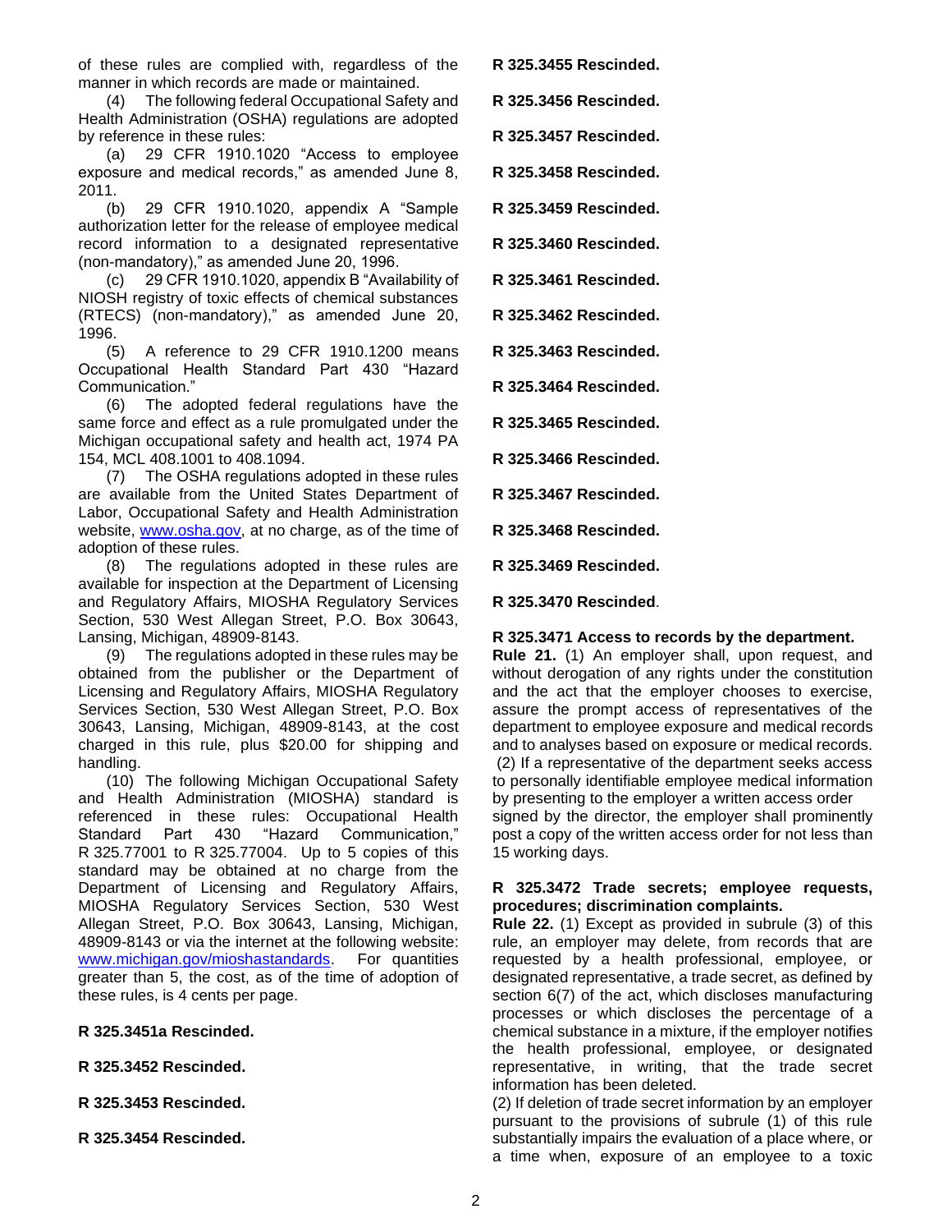of these rules are complied with, regardless of the manner in which records are made or maintained.

(4) The following federal Occupational Safety and Health Administration (OSHA) regulations are adopted by reference in these rules:

(a) 29 CFR 1910.1020 "Access to employee exposure and medical records," as amended June 8, 2011.

(b) 29 CFR 1910.1020, appendix A "Sample authorization letter for the release of employee medical record information to a designated representative (non-mandatory)," as amended June 20, 1996.

(c) 29 CFR 1910.1020, appendix B "Availability of NIOSH registry of toxic effects of chemical substances (RTECS) (non-mandatory)," as amended June 20, 1996.

(5) A reference to 29 CFR 1910.1200 means Occupational Health Standard Part 430 "Hazard Communication."

(6) The adopted federal regulations have the same force and effect as a rule promulgated under the Michigan occupational safety and health act, 1974 PA 154, MCL 408.1001 to 408.1094.

(7) The OSHA regulations adopted in these rules are available from the United States Department of Labor, Occupational Safety and Health Administration website, www.osha.gov, at no charge, as of the time of adoption of these rules.

(8) The regulations adopted in these rules are available for inspection at the Department of Licensing and Regulatory Affairs, MIOSHA Regulatory Services Section, 530 West Allegan Street, P.O. Box 30643, Lansing, Michigan, 48909-8143.

(9) The regulations adopted in these rules may be obtained from the publisher or the Department of Licensing and Regulatory Affairs, MIOSHA Regulatory Services Section, 530 West Allegan Street, P.O. Box 30643, Lansing, Michigan, 48909-8143, at the cost charged in this rule, plus $20.00 for shipping and handling.

(10) The following Michigan Occupational Safety and Health Administration (MIOSHA) standard is referenced in these rules: Occupational Health Standard Part 430 "Hazard Communication," R 325.77001 to R 325.77004. Up to 5 copies of this standard may be obtained at no charge from the Department of Licensing and Regulatory Affairs, MIOSHA Regulatory Services Section, 530 West Allegan Street, P.O. Box 30643, Lansing, Michigan, 48909-8143 or via the internet at the following website: www.michigan.gov/mioshastandards. For quantities greater than 5, the cost, as of the time of adoption of these rules, is 4 cents per page.

**R 325.3451a Rescinded.**

**R 325.3452 Rescinded.**

**R 325.3453 Rescinded.**

**R 325.3454 Rescinded.**

**R 325.3455 Rescinded.**

**R 325.3456 Rescinded.**

**R 325.3457 Rescinded.**

**R 325.3458 Rescinded.**

**R 325.3459 Rescinded.**

**R 325.3460 Rescinded.**

**R 325.3461 Rescinded.**

**R 325.3462 Rescinded.**

**R 325.3463 Rescinded.**

**R 325.3464 Rescinded.**

**R 325.3465 Rescinded.**

**R 325.3466 Rescinded.**

**R 325.3467 Rescinded.**

**R 325.3468 Rescinded.**

**R 325.3469 Rescinded.**

**R 325.3470 Rescinded**.

**R 325.3471 Access to records by the department.**

**Rule 21.** (1) An employer shall, upon request, and without derogation of any rights under the constitution and the act that the employer chooses to exercise, assure the prompt access of representatives of the department to employee exposure and medical records and to analyses based on exposure or medical records.

(2) If a representative of the department seeks access to personally identifiable employee medical information by presenting to the employer a written access order signed by the director, the employer shall prominently post a copy of the written access order for not less than 15 working days.

**R 325.3472 Trade secrets; employee requests, procedures; discrimination complaints.**

**Rule 22.** (1) Except as provided in subrule (3) of this rule, an employer may delete, from records that are requested by a health professional, employee, or designated representative, a trade secret, as defined by section 6(7) of the act, which discloses manufacturing processes or which discloses the percentage of a chemical substance in a mixture, if the employer notifies the health professional, employee, or designated representative, in writing, that the trade secret information has been deleted.

(2) If deletion of trade secret information by an employer pursuant to the provisions of subrule (1) of this rule substantially impairs the evaluation of a place where, or a time when, exposure of an employee to a toxic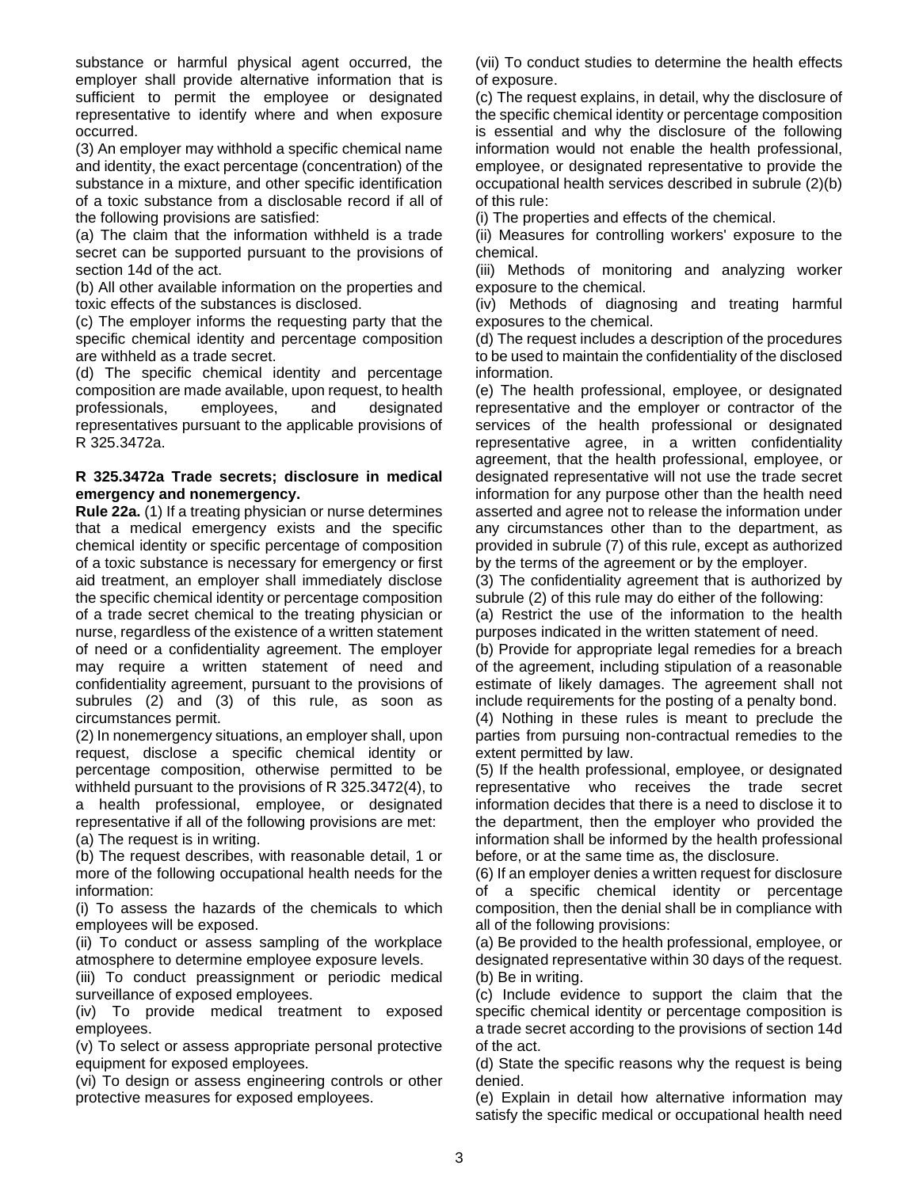substance or harmful physical agent occurred, the employer shall provide alternative information that is sufficient to permit the employee or designated representative to identify where and when exposure occurred.

(3) An employer may withhold a specific chemical name and identity, the exact percentage (concentration) of the substance in a mixture, and other specific identification of a toxic substance from a disclosable record if all of the following provisions are satisfied:

(a) The claim that the information withheld is a trade secret can be supported pursuant to the provisions of section 14d of the act.

(b) All other available information on the properties and toxic effects of the substances is disclosed.

(c) The employer informs the requesting party that the specific chemical identity and percentage composition are withheld as a trade secret.

(d) The specific chemical identity and percentage composition are made available, upon request, to health professionals, employees, and designated representatives pursuant to the applicable provisions of R 325.3472a.

**R 325.3472a Trade secrets; disclosure in medical emergency and nonemergency.**

**Rule 22a.** (1) If a treating physician or nurse determines that a medical emergency exists and the specific chemical identity or specific percentage of composition of a toxic substance is necessary for emergency or first aid treatment, an employer shall immediately disclose the specific chemical identity or percentage composition of a trade secret chemical to the treating physician or nurse, regardless of the existence of a written statement of need or a confidentiality agreement. The employer may require a written statement of need and confidentiality agreement, pursuant to the provisions of subrules (2) and (3) of this rule, as soon as circumstances permit.

(2) In nonemergency situations, an employer shall, upon request, disclose a specific chemical identity or percentage composition, otherwise permitted to be withheld pursuant to the provisions of R 325.3472(4), to a health professional, employee, or designated representative if all of the following provisions are met:

(a) The request is in writing.

(b) The request describes, with reasonable detail, 1 or more of the following occupational health needs for the information:

(i) To assess the hazards of the chemicals to which employees will be exposed.

(ii) To conduct or assess sampling of the workplace atmosphere to determine employee exposure levels.

(iii) To conduct preassignment or periodic medical surveillance of exposed employees.

(iv) To provide medical treatment to exposed employees.

(v) To select or assess appropriate personal protective equipment for exposed employees.

(vi) To design or assess engineering controls or other protective measures for exposed employees.

(vii) To conduct studies to determine the health effects of exposure.

(c) The request explains, in detail, why the disclosure of the specific chemical identity or percentage composition is essential and why the disclosure of the following information would not enable the health professional, employee, or designated representative to provide the occupational health services described in subrule (2)(b) of this rule:

(i) The properties and effects of the chemical.

(ii) Measures for controlling workers' exposure to the chemical.

(iii) Methods of monitoring and analyzing worker exposure to the chemical.

(iv) Methods of diagnosing and treating harmful exposures to the chemical.

(d) The request includes a description of the procedures to be used to maintain the confidentiality of the disclosed information.

(e) The health professional, employee, or designated representative and the employer or contractor of the services of the health professional or designated representative agree, in a written confidentiality agreement, that the health professional, employee, or designated representative will not use the trade secret information for any purpose other than the health need asserted and agree not to release the information under any circumstances other than to the department, as provided in subrule (7) of this rule, except as authorized by the terms of the agreement or by the employer.

(3) The confidentiality agreement that is authorized by subrule (2) of this rule may do either of the following:

(a) Restrict the use of the information to the health purposes indicated in the written statement of need.

(b) Provide for appropriate legal remedies for a breach of the agreement, including stipulation of a reasonable estimate of likely damages. The agreement shall not include requirements for the posting of a penalty bond.

(4) Nothing in these rules is meant to preclude the parties from pursuing non-contractual remedies to the extent permitted by law.

(5) If the health professional, employee, or designated representative who receives the trade secret information decides that there is a need to disclose it to the department, then the employer who provided the information shall be informed by the health professional before, or at the same time as, the disclosure.

(6) If an employer denies a written request for disclosure of a specific chemical identity or percentage composition, then the denial shall be in compliance with all of the following provisions:

(a) Be provided to the health professional, employee, or designated representative within 30 days of the request.

(b) Be in writing.

(c) Include evidence to support the claim that the specific chemical identity or percentage composition is a trade secret according to the provisions of section 14d of the act.

(d) State the specific reasons why the request is being denied.

(e) Explain in detail how alternative information may satisfy the specific medical or occupational health need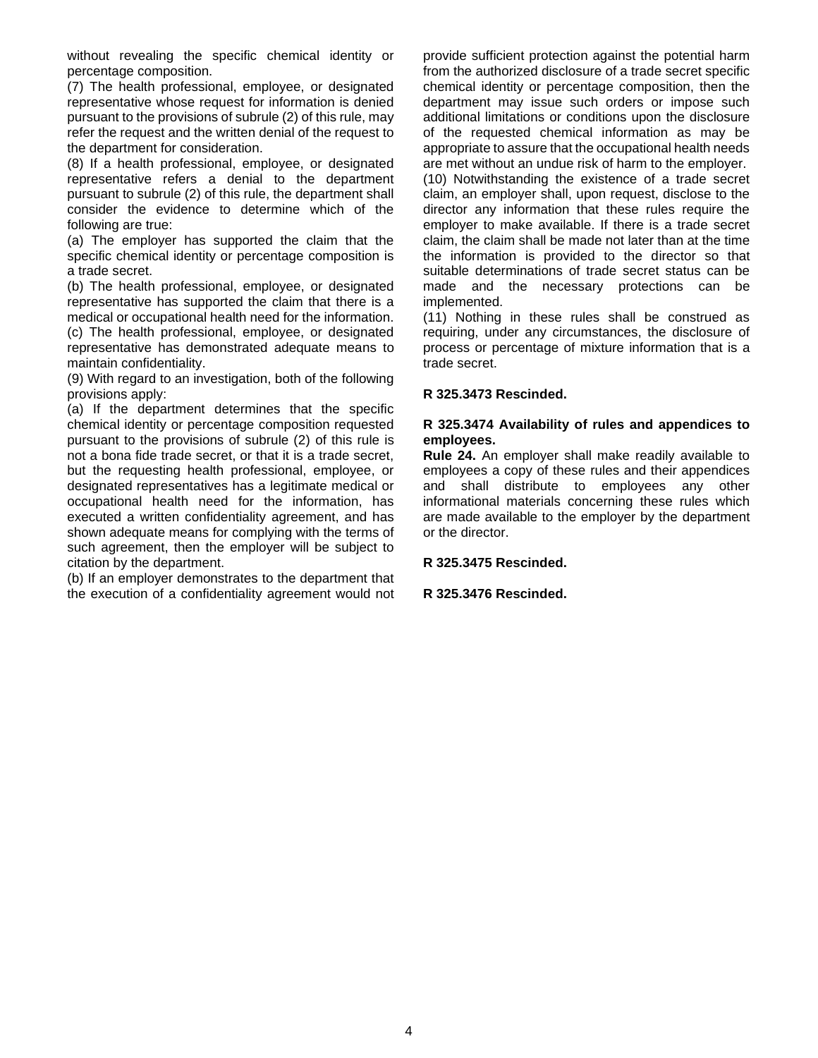without revealing the specific chemical identity or percentage composition.

(7) The health professional, employee, or designated representative whose request for information is denied pursuant to the provisions of subrule (2) of this rule, may refer the request and the written denial of the request to the department for consideration.

(8) If a health professional, employee, or designated representative refers a denial to the department pursuant to subrule (2) of this rule, the department shall consider the evidence to determine which of the following are true:

(a) The employer has supported the claim that the specific chemical identity or percentage composition is a trade secret.

(b) The health professional, employee, or designated representative has supported the claim that there is a medical or occupational health need for the information.

(c) The health professional, employee, or designated representative has demonstrated adequate means to maintain confidentiality.

(9) With regard to an investigation, both of the following provisions apply:

(a) If the department determines that the specific chemical identity or percentage composition requested pursuant to the provisions of subrule (2) of this rule is not a bona fide trade secret, or that it is a trade secret, but the requesting health professional, employee, or designated representatives has a legitimate medical or occupational health need for the information, has executed a written confidentiality agreement, and has shown adequate means for complying with the terms of such agreement, then the employer will be subject to citation by the department.

(b) If an employer demonstrates to the department that the execution of a confidentiality agreement would not provide sufficient protection against the potential harm from the authorized disclosure of a trade secret specific chemical identity or percentage composition, then the department may issue such orders or impose such additional limitations or conditions upon the disclosure of the requested chemical information as may be appropriate to assure that the occupational health needs are met without an undue risk of harm to the employer.

(10) Notwithstanding the existence of a trade secret claim, an employer shall, upon request, disclose to the director any information that these rules require the employer to make available. If there is a trade secret claim, the claim shall be made not later than at the time the information is provided to the director so that suitable determinations of trade secret status can be made and the necessary protections can be implemented.

(11) Nothing in these rules shall be construed as requiring, under any circumstances, the disclosure of process or percentage of mixture information that is a trade secret.

**R 325.3473 Rescinded.**

**R 325.3474 Availability of rules and appendices to employees.**

**Rule 24.** An employer shall make readily available to employees a copy of these rules and their appendices and shall distribute to employees any other informational materials concerning these rules which are made available to the employer by the department or the director.

**R 325.3475 Rescinded.**

**R 325.3476 Rescinded.**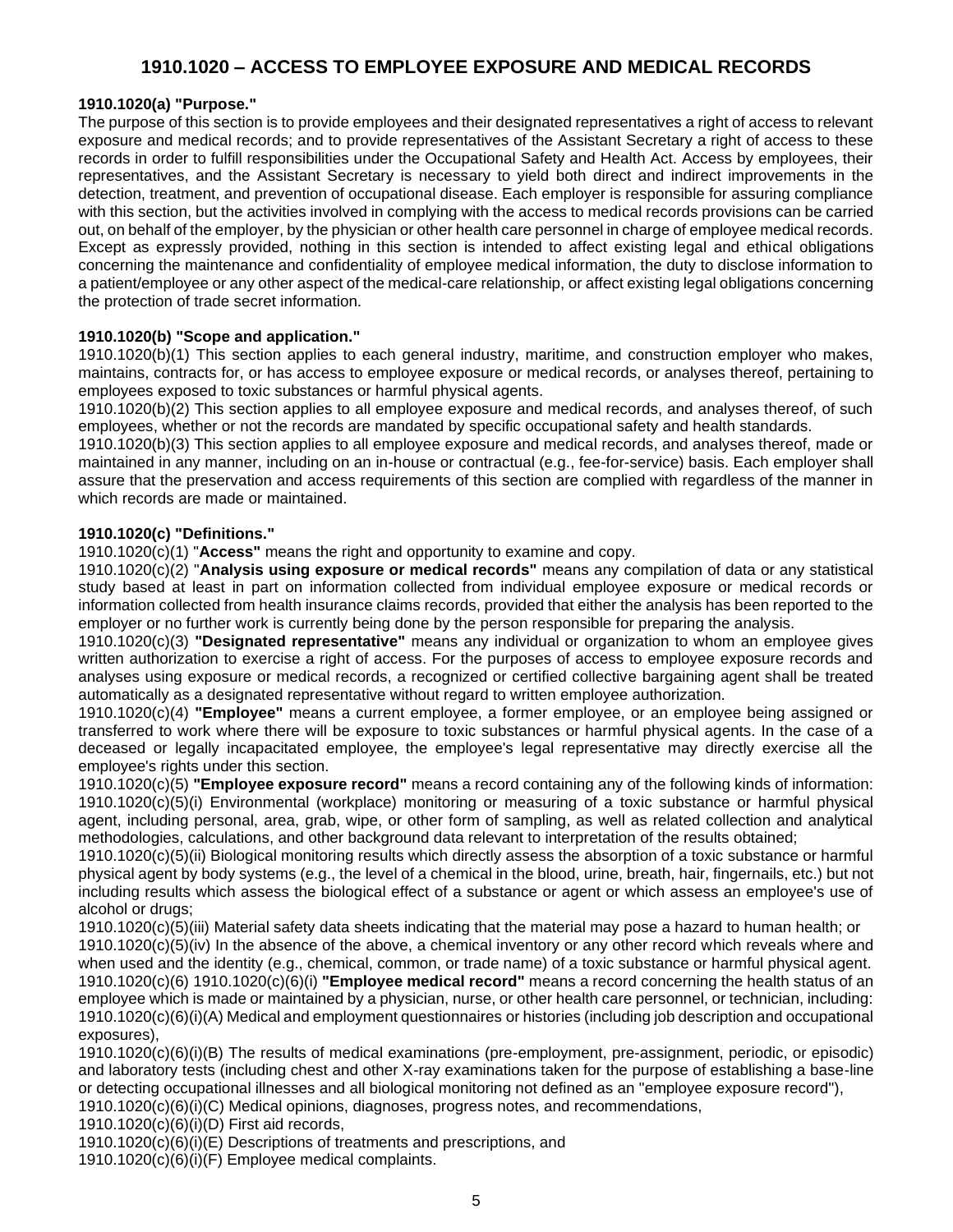# 1910.1020 – ACCESS TO EMPLOYEE EXPOSURE AND MEDICAL RECORDS

**1910.1020(a) "Purpose."**

The purpose of this section is to provide employees and their designated representatives a right of access to relevant exposure and medical records; and to provide representatives of the Assistant Secretary a right of access to these records in order to fulfill responsibilities under the Occupational Safety and Health Act. Access by employees, their representatives, and the Assistant Secretary is necessary to yield both direct and indirect improvements in the detection, treatment, and prevention of occupational disease. Each employer is responsible for assuring compliance with this section, but the activities involved in complying with the access to medical records provisions can be carried out, on behalf of the employer, by the physician or other health care personnel in charge of employee medical records. Except as expressly provided, nothing in this section is intended to affect existing legal and ethical obligations concerning the maintenance and confidentiality of employee medical information, the duty to disclose information to a patient/employee or any other aspect of the medical-care relationship, or affect existing legal obligations concerning the protection of trade secret information.

**1910.1020(b) "Scope and application."**

1910.1020(b)(1) This section applies to each general industry, maritime, and construction employer who makes, maintains, contracts for, or has access to employee exposure or medical records, or analyses thereof, pertaining to employees exposed to toxic substances or harmful physical agents.

1910.1020(b)(2) This section applies to all employee exposure and medical records, and analyses thereof, of such employees, whether or not the records are mandated by specific occupational safety and health standards.

1910.1020(b)(3) This section applies to all employee exposure and medical records, and analyses thereof, made or maintained in any manner, including on an in-house or contractual (e.g., fee-for-service) basis. Each employer shall assure that the preservation and access requirements of this section are complied with regardless of the manner in which records are made or maintained.

**1910.1020(c) "Definitions."**

1910.1020(c)(1) "**Access"** means the right and opportunity to examine and copy.

1910.1020(c)(2) "**Analysis using exposure or medical records"** means any compilation of data or any statistical study based at least in part on information collected from individual employee exposure or medical records or information collected from health insurance claims records, provided that either the analysis has been reported to the employer or no further work is currently being done by the person responsible for preparing the analysis.

1910.1020(c)(3) **"Designated representative"** means any individual or organization to whom an employee gives written authorization to exercise a right of access. For the purposes of access to employee exposure records and analyses using exposure or medical records, a recognized or certified collective bargaining agent shall be treated automatically as a designated representative without regard to written employee authorization.

1910.1020(c)(4) **"Employee"** means a current employee, a former employee, or an employee being assigned or transferred to work where there will be exposure to toxic substances or harmful physical agents. In the case of a deceased or legally incapacitated employee, the employee's legal representative may directly exercise all the employee's rights under this section.

1910.1020(c)(5) **"Employee exposure record"** means a record containing any of the following kinds of information:

1910.1020(c)(5)(i) Environmental (workplace) monitoring or measuring of a toxic substance or harmful physical agent, including personal, area, grab, wipe, or other form of sampling, as well as related collection and analytical methodologies, calculations, and other background data relevant to interpretation of the results obtained;

1910.1020(c)(5)(ii) Biological monitoring results which directly assess the absorption of a toxic substance or harmful physical agent by body systems (e.g., the level of a chemical in the blood, urine, breath, hair, fingernails, etc.) but not including results which assess the biological effect of a substance or agent or which assess an employee's use of alcohol or drugs;

1910.1020(c)(5)(iii) Material safety data sheets indicating that the material may pose a hazard to human health; or

1910.1020(c)(5)(iv) In the absence of the above, a chemical inventory or any other record which reveals where and when used and the identity (e.g., chemical, common, or trade name) of a toxic substance or harmful physical agent.

1910.1020(c)(6) 1910.1020(c)(6)(i) **"Employee medical record"** means a record concerning the health status of an employee which is made or maintained by a physician, nurse, or other health care personnel, or technician, including:

1910.1020(c)(6)(i)(A) Medical and employment questionnaires or histories (including job description and occupational exposures),

1910.1020(c)(6)(i)(B) The results of medical examinations (pre-employment, pre-assignment, periodic, or episodic) and laboratory tests (including chest and other X-ray examinations taken for the purpose of establishing a base-line or detecting occupational illnesses and all biological monitoring not defined as an "employee exposure record"),

1910.1020(c)(6)(i)(C) Medical opinions, diagnoses, progress notes, and recommendations,

1910.1020(c)(6)(i)(D) First aid records,

1910.1020(c)(6)(i)(E) Descriptions of treatments and prescriptions, and

1910.1020(c)(6)(i)(F) Employee medical complaints.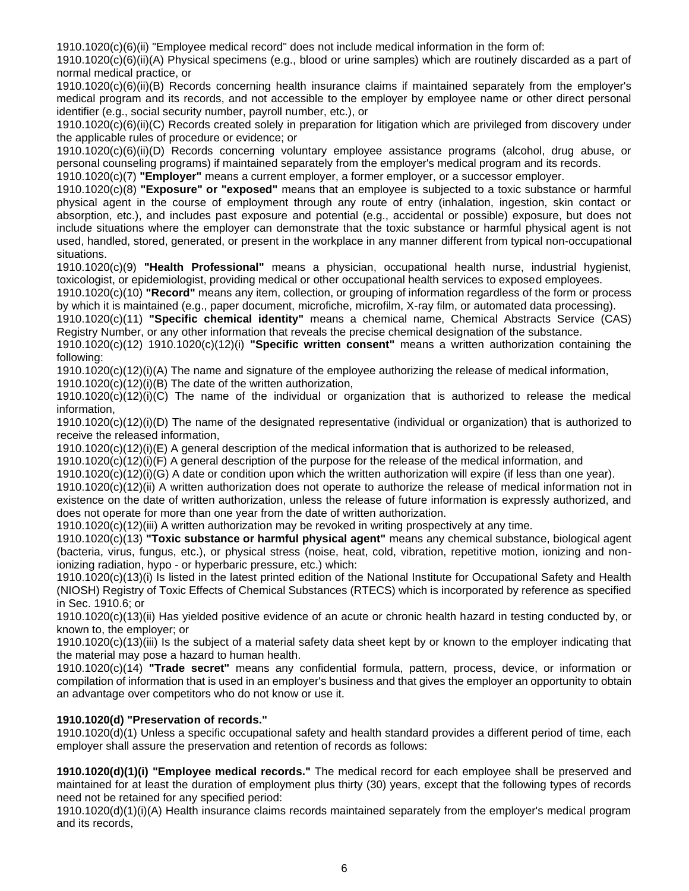1910.1020(c)(6)(ii) "Employee medical record" does not include medical information in the form of:

1910.1020(c)(6)(ii)(A) Physical specimens (e.g., blood or urine samples) which are routinely discarded as a part of normal medical practice, or

1910.1020(c)(6)(ii)(B) Records concerning health insurance claims if maintained separately from the employer's medical program and its records, and not accessible to the employer by employee name or other direct personal identifier (e.g., social security number, payroll number, etc.), or

1910.1020(c)(6)(ii)(C) Records created solely in preparation for litigation which are privileged from discovery under the applicable rules of procedure or evidence; or

1910.1020(c)(6)(ii)(D) Records concerning voluntary employee assistance programs (alcohol, drug abuse, or personal counseling programs) if maintained separately from the employer's medical program and its records.

1910.1020(c)(7) **"Employer"** means a current employer, a former employer, or a successor employer.

1910.1020(c)(8) **"Exposure" or "exposed"** means that an employee is subjected to a toxic substance or harmful physical agent in the course of employment through any route of entry (inhalation, ingestion, skin contact or absorption, etc.), and includes past exposure and potential (e.g., accidental or possible) exposure, but does not include situations where the employer can demonstrate that the toxic substance or harmful physical agent is not used, handled, stored, generated, or present in the workplace in any manner different from typical non-occupational situations.

1910.1020(c)(9) **"Health Professional"** means a physician, occupational health nurse, industrial hygienist, toxicologist, or epidemiologist, providing medical or other occupational health services to exposed employees.

1910.1020(c)(10) **"Record"** means any item, collection, or grouping of information regardless of the form or process by which it is maintained (e.g., paper document, microfiche, microfilm, X-ray film, or automated data processing).

1910.1020(c)(11) **"Specific chemical identity"** means a chemical name, Chemical Abstracts Service (CAS) Registry Number, or any other information that reveals the precise chemical designation of the substance.

1910.1020(c)(12) 1910.1020(c)(12)(i) **"Specific written consent"** means a written authorization containing the following:

1910.1020(c)(12)(i)(A) The name and signature of the employee authorizing the release of medical information,

1910.1020(c)(12)(i)(B) The date of the written authorization,

1910.1020(c)(12)(i)(C) The name of the individual or organization that is authorized to release the medical information,

1910.1020(c)(12)(i)(D) The name of the designated representative (individual or organization) that is authorized to receive the released information,

1910.1020(c)(12)(i)(E) A general description of the medical information that is authorized to be released,

1910.1020(c)(12)(i)(F) A general description of the purpose for the release of the medical information, and

1910.1020(c)(12)(i)(G) A date or condition upon which the written authorization will expire (if less than one year).

1910.1020(c)(12)(ii) A written authorization does not operate to authorize the release of medical information not in existence on the date of written authorization, unless the release of future information is expressly authorized, and does not operate for more than one year from the date of written authorization.

1910.1020(c)(12)(iii) A written authorization may be revoked in writing prospectively at any time.

1910.1020(c)(13) **"Toxic substance or harmful physical agent"** means any chemical substance, biological agent (bacteria, virus, fungus, etc.), or physical stress (noise, heat, cold, vibration, repetitive motion, ionizing and non-ionizing radiation, hypo - or hyperbaric pressure, etc.) which:

1910.1020(c)(13)(i) Is listed in the latest printed edition of the National Institute for Occupational Safety and Health (NIOSH) Registry of Toxic Effects of Chemical Substances (RTECS) which is incorporated by reference as specified in Sec. 1910.6; or

1910.1020(c)(13)(ii) Has yielded positive evidence of an acute or chronic health hazard in testing conducted by, or known to, the employer; or

1910.1020(c)(13)(iii) Is the subject of a material safety data sheet kept by or known to the employer indicating that the material may pose a hazard to human health.

1910.1020(c)(14) **"Trade secret"** means any confidential formula, pattern, process, device, or information or compilation of information that is used in an employer's business and that gives the employer an opportunity to obtain an advantage over competitors who do not know or use it.

**1910.1020(d) "Preservation of records."**

1910.1020(d)(1) Unless a specific occupational safety and health standard provides a different period of time, each employer shall assure the preservation and retention of records as follows:

**1910.1020(d)(1)(i) "Employee medical records."** The medical record for each employee shall be preserved and maintained for at least the duration of employment plus thirty (30) years, except that the following types of records need not be retained for any specified period:

1910.1020(d)(1)(i)(A) Health insurance claims records maintained separately from the employer's medical program and its records,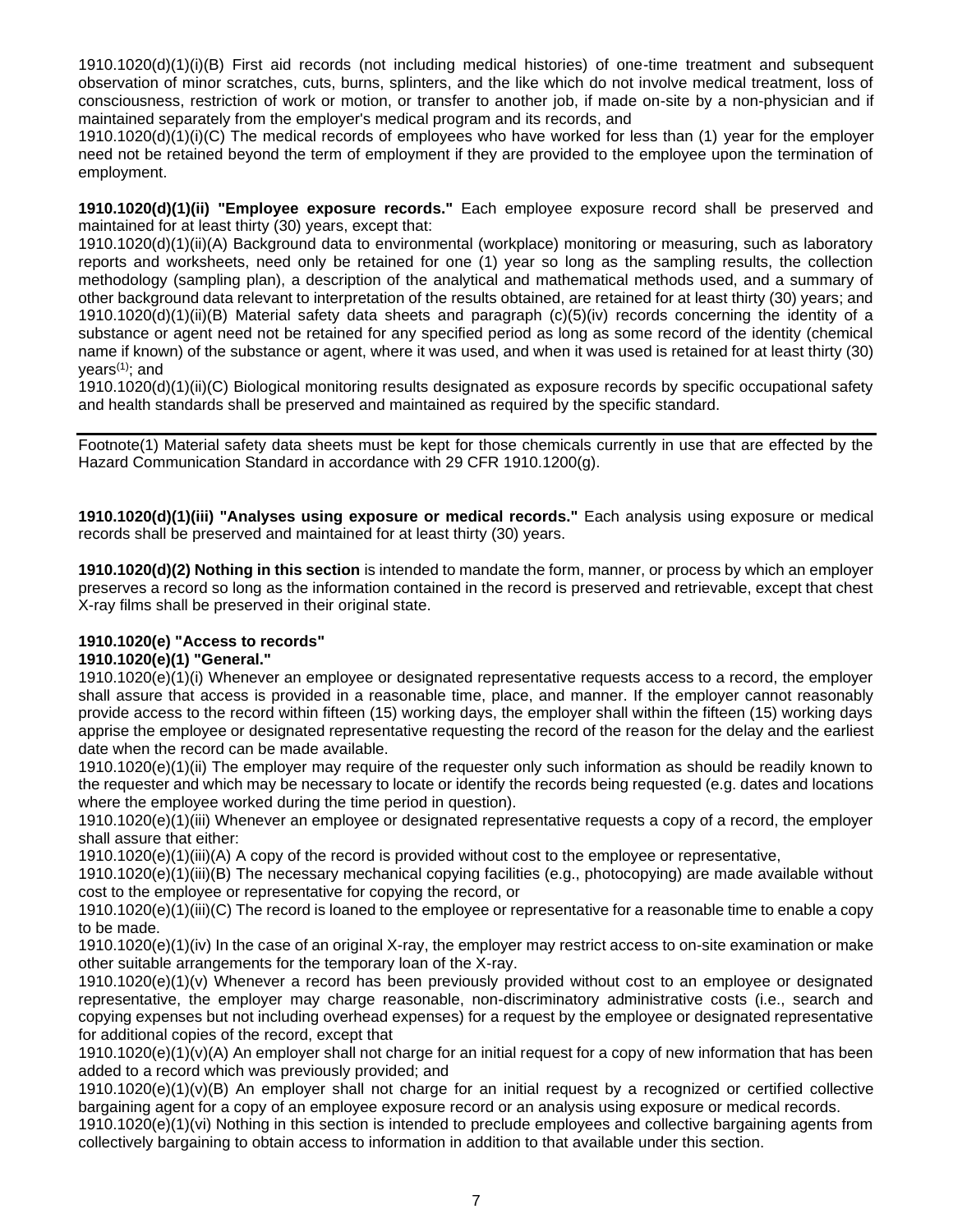1910.1020(d)(1)(i)(B) First aid records (not including medical histories) of one-time treatment and subsequent observation of minor scratches, cuts, burns, splinters, and the like which do not involve medical treatment, loss of consciousness, restriction of work or motion, or transfer to another job, if made on-site by a non-physician and if maintained separately from the employer's medical program and its records, and

1910.1020(d)(1)(i)(C) The medical records of employees who have worked for less than (1) year for the employer need not be retained beyond the term of employment if they are provided to the employee upon the termination of employment.

**1910.1020(d)(1)(ii) "Employee exposure records."** Each employee exposure record shall be preserved and maintained for at least thirty (30) years, except that:

1910.1020(d)(1)(ii)(A) Background data to environmental (workplace) monitoring or measuring, such as laboratory reports and worksheets, need only be retained for one (1) year so long as the sampling results, the collection methodology (sampling plan), a description of the analytical and mathematical methods used, and a summary of other background data relevant to interpretation of the results obtained, are retained for at least thirty (30) years; and

1910.1020(d)(1)(ii)(B) Material safety data sheets and paragraph (c)(5)(iv) records concerning the identity of a substance or agent need not be retained for any specified period as long as some record of the identity (chemical name if known) of the substance or agent, where it was used, and when it was used is retained for at least thirty (30) years[(1)]; and

1910.1020(d)(1)(ii)(C) Biological monitoring results designated as exposure records by specific occupational safety and health standards shall be preserved and maintained as required by the specific standard.

---

Footnote(1) Material safety data sheets must be kept for those chemicals currently in use that are effected by the Hazard Communication Standard in accordance with 29 CFR 1910.1200(g).

**1910.1020(d)(1)(iii) "Analyses using exposure or medical records."** Each analysis using exposure or medical records shall be preserved and maintained for at least thirty (30) years.

**1910.1020(d)(2) Nothing in this section** is intended to mandate the form, manner, or process by which an employer preserves a record so long as the information contained in the record is preserved and retrievable, except that chest X-ray films shall be preserved in their original state.

**1910.1020(e) "Access to records"**

**1910.1020(e)(1) "General."**

1910.1020(e)(1)(i) Whenever an employee or designated representative requests access to a record, the employer shall assure that access is provided in a reasonable time, place, and manner. If the employer cannot reasonably provide access to the record within fifteen (15) working days, the employer shall within the fifteen (15) working days apprise the employee or designated representative requesting the record of the reason for the delay and the earliest date when the record can be made available.

1910.1020(e)(1)(ii) The employer may require of the requester only such information as should be readily known to the requester and which may be necessary to locate or identify the records being requested (e.g. dates and locations where the employee worked during the time period in question).

1910.1020(e)(1)(iii) Whenever an employee or designated representative requests a copy of a record, the employer shall assure that either:

1910.1020(e)(1)(iii)(A) A copy of the record is provided without cost to the employee or representative,

1910.1020(e)(1)(iii)(B) The necessary mechanical copying facilities (e.g., photocopying) are made available without cost to the employee or representative for copying the record, or

1910.1020(e)(1)(iii)(C) The record is loaned to the employee or representative for a reasonable time to enable a copy to be made.

1910.1020(e)(1)(iv) In the case of an original X-ray, the employer may restrict access to on-site examination or make other suitable arrangements for the temporary loan of the X-ray.

1910.1020(e)(1)(v) Whenever a record has been previously provided without cost to an employee or designated representative, the employer may charge reasonable, non-discriminatory administrative costs (i.e., search and copying expenses but not including overhead expenses) for a request by the employee or designated representative for additional copies of the record, except that

1910.1020(e)(1)(v)(A) An employer shall not charge for an initial request for a copy of new information that has been added to a record which was previously provided; and

1910.1020(e)(1)(v)(B) An employer shall not charge for an initial request by a recognized or certified collective bargaining agent for a copy of an employee exposure record or an analysis using exposure or medical records.

1910.1020(e)(1)(vi) Nothing in this section is intended to preclude employees and collective bargaining agents from collectively bargaining to obtain access to information in addition to that available under this section.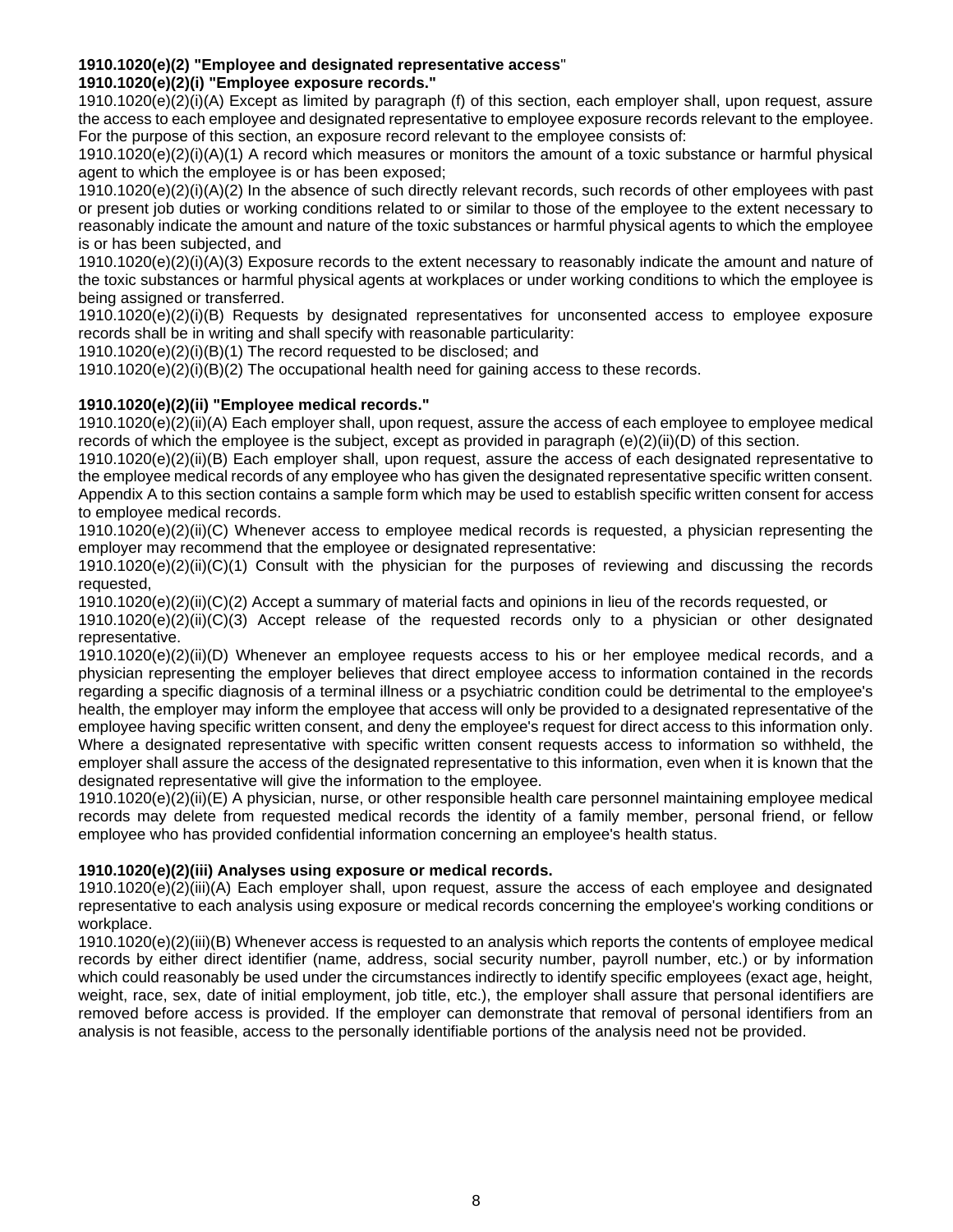**1910.1020(e)(2) "Employee and designated representative access"**

**1910.1020(e)(2)(i) "Employee exposure records."**

1910.1020(e)(2)(i)(A) Except as limited by paragraph (f) of this section, each employer shall, upon request, assure the access to each employee and designated representative to employee exposure records relevant to the employee. For the purpose of this section, an exposure record relevant to the employee consists of:

1910.1020(e)(2)(i)(A)(1) A record which measures or monitors the amount of a toxic substance or harmful physical agent to which the employee is or has been exposed;

1910.1020(e)(2)(i)(A)(2) In the absence of such directly relevant records, such records of other employees with past or present job duties or working conditions related to or similar to those of the employee to the extent necessary to reasonably indicate the amount and nature of the toxic substances or harmful physical agents to which the employee is or has been subjected, and

1910.1020(e)(2)(i)(A)(3) Exposure records to the extent necessary to reasonably indicate the amount and nature of the toxic substances or harmful physical agents at workplaces or under working conditions to which the employee is being assigned or transferred.

1910.1020(e)(2)(i)(B) Requests by designated representatives for unconsented access to employee exposure records shall be in writing and shall specify with reasonable particularity:

1910.1020(e)(2)(i)(B)(1) The record requested to be disclosed; and

1910.1020(e)(2)(i)(B)(2) The occupational health need for gaining access to these records.

**1910.1020(e)(2)(ii) "Employee medical records."**

1910.1020(e)(2)(ii)(A) Each employer shall, upon request, assure the access of each employee to employee medical records of which the employee is the subject, except as provided in paragraph (e)(2)(ii)(D) of this section.

1910.1020(e)(2)(ii)(B) Each employer shall, upon request, assure the access of each designated representative to the employee medical records of any employee who has given the designated representative specific written consent. Appendix A to this section contains a sample form which may be used to establish specific written consent for access to employee medical records.

1910.1020(e)(2)(ii)(C) Whenever access to employee medical records is requested, a physician representing the employer may recommend that the employee or designated representative:

1910.1020(e)(2)(ii)(C)(1) Consult with the physician for the purposes of reviewing and discussing the records requested,

1910.1020(e)(2)(ii)(C)(2) Accept a summary of material facts and opinions in lieu of the records requested, or

1910.1020(e)(2)(ii)(C)(3) Accept release of the requested records only to a physician or other designated representative.

1910.1020(e)(2)(ii)(D) Whenever an employee requests access to his or her employee medical records, and a physician representing the employer believes that direct employee access to information contained in the records regarding a specific diagnosis of a terminal illness or a psychiatric condition could be detrimental to the employee's health, the employer may inform the employee that access will only be provided to a designated representative of the employee having specific written consent, and deny the employee's request for direct access to this information only. Where a designated representative with specific written consent requests access to information so withheld, the employer shall assure the access of the designated representative to this information, even when it is known that the designated representative will give the information to the employee.

1910.1020(e)(2)(ii)(E) A physician, nurse, or other responsible health care personnel maintaining employee medical records may delete from requested medical records the identity of a family member, personal friend, or fellow employee who has provided confidential information concerning an employee's health status.

**1910.1020(e)(2)(iii) Analyses using exposure or medical records.**

1910.1020(e)(2)(iii)(A) Each employer shall, upon request, assure the access of each employee and designated representative to each analysis using exposure or medical records concerning the employee's working conditions or workplace.

1910.1020(e)(2)(iii)(B) Whenever access is requested to an analysis which reports the contents of employee medical records by either direct identifier (name, address, social security number, payroll number, etc.) or by information which could reasonably be used under the circumstances indirectly to identify specific employees (exact age, height, weight, race, sex, date of initial employment, job title, etc.), the employer shall assure that personal identifiers are removed before access is provided. If the employer can demonstrate that removal of personal identifiers from an analysis is not feasible, access to the personally identifiable portions of the analysis need not be provided.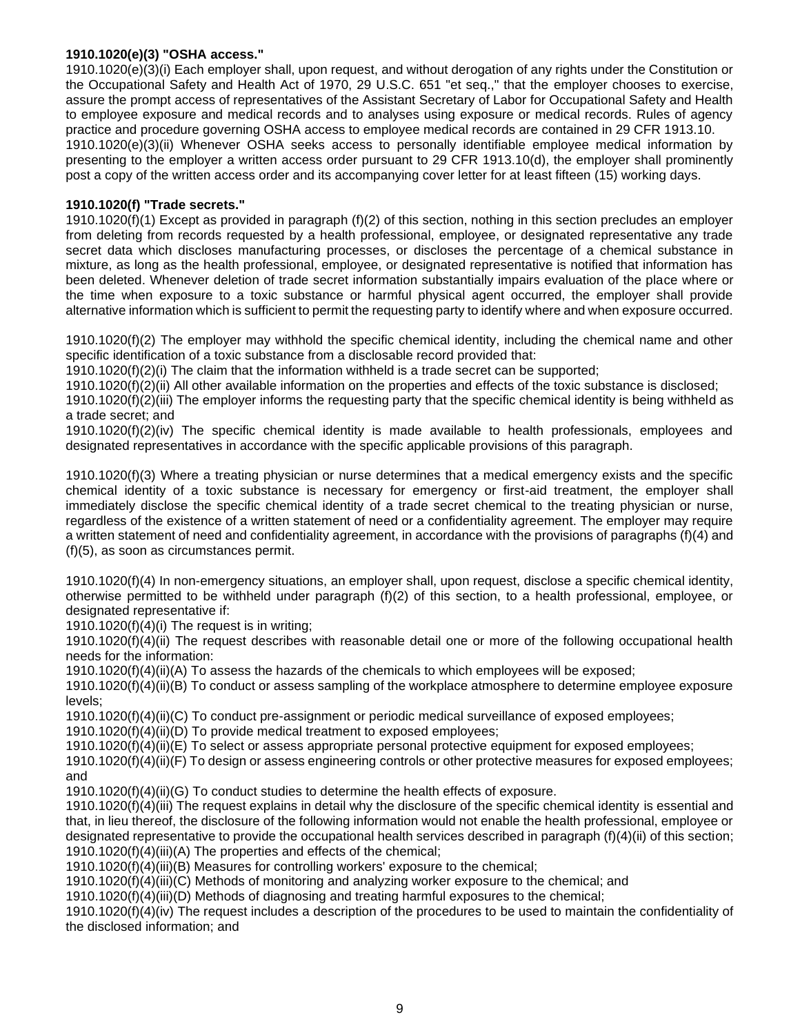**1910.1020(e)(3) "OSHA access."**

1910.1020(e)(3)(i) Each employer shall, upon request, and without derogation of any rights under the Constitution or the Occupational Safety and Health Act of 1970, 29 U.S.C. 651 "et seq.," that the employer chooses to exercise, assure the prompt access of representatives of the Assistant Secretary of Labor for Occupational Safety and Health to employee exposure and medical records and to analyses using exposure or medical records. Rules of agency practice and procedure governing OSHA access to employee medical records are contained in 29 CFR 1913.10.

1910.1020(e)(3)(ii) Whenever OSHA seeks access to personally identifiable employee medical information by presenting to the employer a written access order pursuant to 29 CFR 1913.10(d), the employer shall prominently post a copy of the written access order and its accompanying cover letter for at least fifteen (15) working days.

**1910.1020(f) "Trade secrets."**

1910.1020(f)(1) Except as provided in paragraph (f)(2) of this section, nothing in this section precludes an employer from deleting from records requested by a health professional, employee, or designated representative any trade secret data which discloses manufacturing processes, or discloses the percentage of a chemical substance in mixture, as long as the health professional, employee, or designated representative is notified that information has been deleted. Whenever deletion of trade secret information substantially impairs evaluation of the place where or the time when exposure to a toxic substance or harmful physical agent occurred, the employer shall provide alternative information which is sufficient to permit the requesting party to identify where and when exposure occurred.

1910.1020(f)(2) The employer may withhold the specific chemical identity, including the chemical name and other specific identification of a toxic substance from a disclosable record provided that:

1910.1020(f)(2)(i) The claim that the information withheld is a trade secret can be supported;

1910.1020(f)(2)(ii) All other available information on the properties and effects of the toxic substance is disclosed;

1910.1020(f)(2)(iii) The employer informs the requesting party that the specific chemical identity is being withheld as a trade secret; and

1910.1020(f)(2)(iv) The specific chemical identity is made available to health professionals, employees and designated representatives in accordance with the specific applicable provisions of this paragraph.

1910.1020(f)(3) Where a treating physician or nurse determines that a medical emergency exists and the specific chemical identity of a toxic substance is necessary for emergency or first-aid treatment, the employer shall immediately disclose the specific chemical identity of a trade secret chemical to the treating physician or nurse, regardless of the existence of a written statement of need or a confidentiality agreement. The employer may require a written statement of need and confidentiality agreement, in accordance with the provisions of paragraphs (f)(4) and (f)(5), as soon as circumstances permit.

1910.1020(f)(4) In non-emergency situations, an employer shall, upon request, disclose a specific chemical identity, otherwise permitted to be withheld under paragraph (f)(2) of this section, to a health professional, employee, or designated representative if:

1910.1020(f)(4)(i) The request is in writing;

1910.1020(f)(4)(ii) The request describes with reasonable detail one or more of the following occupational health needs for the information:

1910.1020(f)(4)(ii)(A) To assess the hazards of the chemicals to which employees will be exposed;

1910.1020(f)(4)(ii)(B) To conduct or assess sampling of the workplace atmosphere to determine employee exposure levels;

1910.1020(f)(4)(ii)(C) To conduct pre-assignment or periodic medical surveillance of exposed employees;

1910.1020(f)(4)(ii)(D) To provide medical treatment to exposed employees;

1910.1020(f)(4)(ii)(E) To select or assess appropriate personal protective equipment for exposed employees;

1910.1020(f)(4)(ii)(F) To design or assess engineering controls or other protective measures for exposed employees; and

1910.1020(f)(4)(ii)(G) To conduct studies to determine the health effects of exposure.

1910.1020(f)(4)(iii) The request explains in detail why the disclosure of the specific chemical identity is essential and that, in lieu thereof, the disclosure of the following information would not enable the health professional, employee or designated representative to provide the occupational health services described in paragraph (f)(4)(ii) of this section;

1910.1020(f)(4)(iii)(A) The properties and effects of the chemical;

1910.1020(f)(4)(iii)(B) Measures for controlling workers' exposure to the chemical;

1910.1020(f)(4)(iii)(C) Methods of monitoring and analyzing worker exposure to the chemical; and

1910.1020(f)(4)(iii)(D) Methods of diagnosing and treating harmful exposures to the chemical;

1910.1020(f)(4)(iv) The request includes a description of the procedures to be used to maintain the confidentiality of the disclosed information; and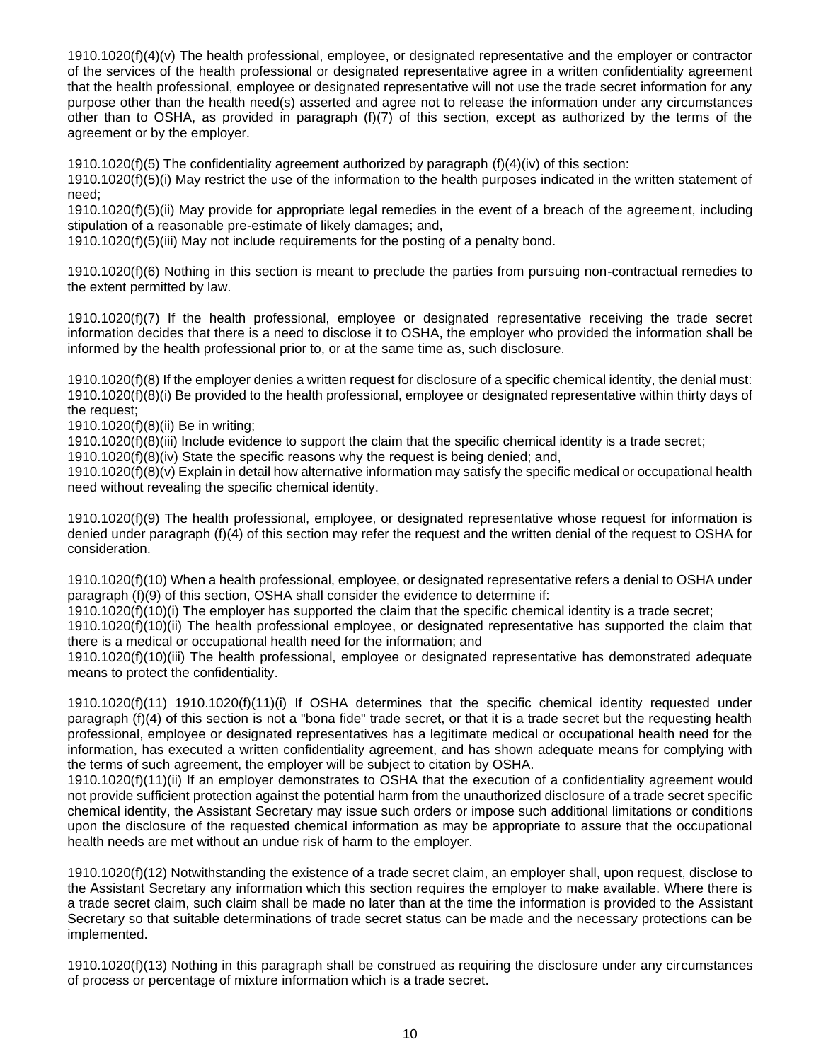1910.1020(f)(4)(v) The health professional, employee, or designated representative and the employer or contractor of the services of the health professional or designated representative agree in a written confidentiality agreement that the health professional, employee or designated representative will not use the trade secret information for any purpose other than the health need(s) asserted and agree not to release the information under any circumstances other than to OSHA, as provided in paragraph (f)(7) of this section, except as authorized by the terms of the agreement or by the employer.

1910.1020(f)(5) The confidentiality agreement authorized by paragraph (f)(4)(iv) of this section:
1910.1020(f)(5)(i) May restrict the use of the information to the health purposes indicated in the written statement of need;
1910.1020(f)(5)(ii) May provide for appropriate legal remedies in the event of a breach of the agreement, including stipulation of a reasonable pre-estimate of likely damages; and,
1910.1020(f)(5)(iii) May not include requirements for the posting of a penalty bond.

1910.1020(f)(6) Nothing in this section is meant to preclude the parties from pursuing non-contractual remedies to the extent permitted by law.

1910.1020(f)(7) If the health professional, employee or designated representative receiving the trade secret information decides that there is a need to disclose it to OSHA, the employer who provided the information shall be informed by the health professional prior to, or at the same time as, such disclosure.

1910.1020(f)(8) If the employer denies a written request for disclosure of a specific chemical identity, the denial must:
1910.1020(f)(8)(i) Be provided to the health professional, employee or designated representative within thirty days of the request;
1910.1020(f)(8)(ii) Be in writing;
1910.1020(f)(8)(iii) Include evidence to support the claim that the specific chemical identity is a trade secret;
1910.1020(f)(8)(iv) State the specific reasons why the request is being denied; and,
1910.1020(f)(8)(v) Explain in detail how alternative information may satisfy the specific medical or occupational health need without revealing the specific chemical identity.

1910.1020(f)(9) The health professional, employee, or designated representative whose request for information is denied under paragraph (f)(4) of this section may refer the request and the written denial of the request to OSHA for consideration.

1910.1020(f)(10) When a health professional, employee, or designated representative refers a denial to OSHA under paragraph (f)(9) of this section, OSHA shall consider the evidence to determine if:
1910.1020(f)(10)(i) The employer has supported the claim that the specific chemical identity is a trade secret;
1910.1020(f)(10)(ii) The health professional employee, or designated representative has supported the claim that there is a medical or occupational health need for the information; and
1910.1020(f)(10)(iii) The health professional, employee or designated representative has demonstrated adequate means to protect the confidentiality.

1910.1020(f)(11) 1910.1020(f)(11)(i) If OSHA determines that the specific chemical identity requested under paragraph (f)(4) of this section is not a "bona fide" trade secret, or that it is a trade secret but the requesting health professional, employee or designated representatives has a legitimate medical or occupational health need for the information, has executed a written confidentiality agreement, and has shown adequate means for complying with the terms of such agreement, the employer will be subject to citation by OSHA.
1910.1020(f)(11)(ii) If an employer demonstrates to OSHA that the execution of a confidentiality agreement would not provide sufficient protection against the potential harm from the unauthorized disclosure of a trade secret specific chemical identity, the Assistant Secretary may issue such orders or impose such additional limitations or conditions upon the disclosure of the requested chemical information as may be appropriate to assure that the occupational health needs are met without an undue risk of harm to the employer.

1910.1020(f)(12) Notwithstanding the existence of a trade secret claim, an employer shall, upon request, disclose to the Assistant Secretary any information which this section requires the employer to make available. Where there is a trade secret claim, such claim shall be made no later than at the time the information is provided to the Assistant Secretary so that suitable determinations of trade secret status can be made and the necessary protections can be implemented.

1910.1020(f)(13) Nothing in this paragraph shall be construed as requiring the disclosure under any circumstances of process or percentage of mixture information which is a trade secret.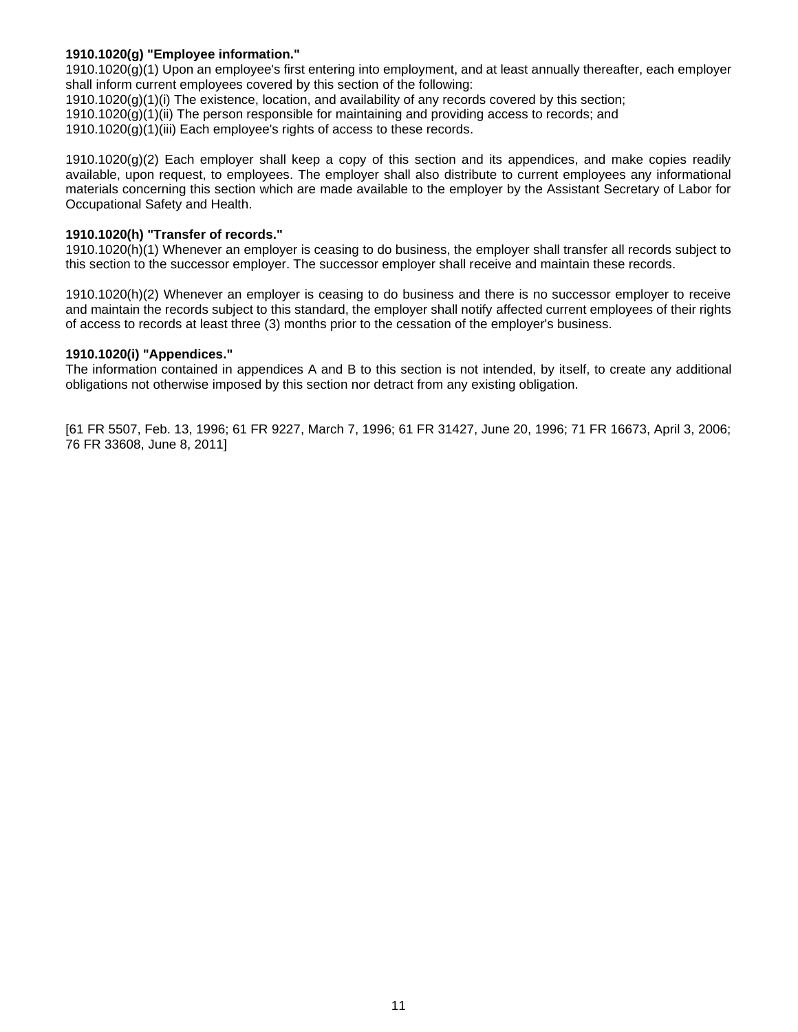**1910.1020(g) "Employee information."**

1910.1020(g)(1) Upon an employee's first entering into employment, and at least annually thereafter, each employer shall inform current employees covered by this section of the following:

1910.1020(g)(1)(i) The existence, location, and availability of any records covered by this section;

1910.1020(g)(1)(ii) The person responsible for maintaining and providing access to records; and

1910.1020(g)(1)(iii) Each employee's rights of access to these records.

1910.1020(g)(2) Each employer shall keep a copy of this section and its appendices, and make copies readily available, upon request, to employees. The employer shall also distribute to current employees any informational materials concerning this section which are made available to the employer by the Assistant Secretary of Labor for Occupational Safety and Health.

**1910.1020(h) "Transfer of records."**

1910.1020(h)(1) Whenever an employer is ceasing to do business, the employer shall transfer all records subject to this section to the successor employer. The successor employer shall receive and maintain these records.

1910.1020(h)(2) Whenever an employer is ceasing to do business and there is no successor employer to receive and maintain the records subject to this standard, the employer shall notify affected current employees of their rights of access to records at least three (3) months prior to the cessation of the employer's business.

**1910.1020(i) "Appendices."**

The information contained in appendices A and B to this section is not intended, by itself, to create any additional obligations not otherwise imposed by this section nor detract from any existing obligation.

[61 FR 5507, Feb. 13, 1996; 61 FR 9227, March 7, 1996; 61 FR 31427, June 20, 1996; 71 FR 16673, April 3, 2006; 76 FR 33608, June 8, 2011]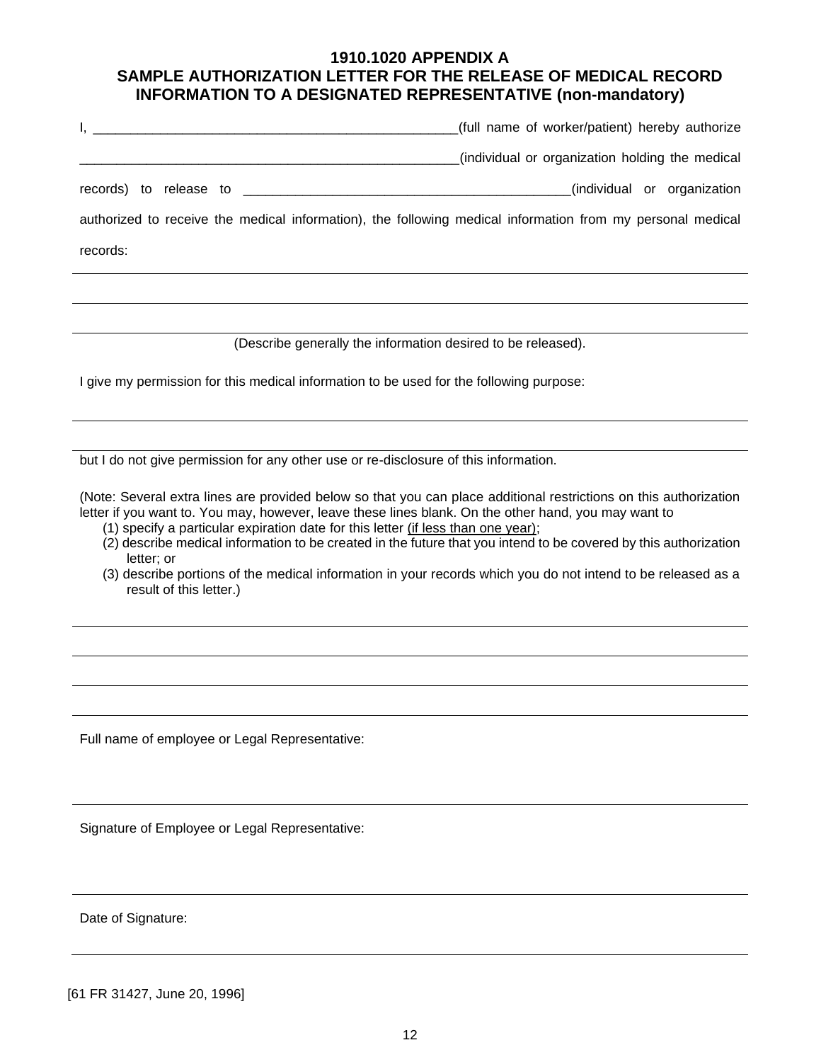## 1910.1020 APPENDIX A
## SAMPLE AUTHORIZATION LETTER FOR THE RELEASE OF MEDICAL RECORD INFORMATION TO A DESIGNATED REPRESENTATIVE (non-mandatory)

I, ___________________________________________________(full name of worker/patient) hereby authorize _____________________________________________________(individual or organization holding the medical records) to release to ____________________________________________(individual or organization authorized to receive the medical information), the following medical information from my personal medical records:

______________________________________________________________________________

______________________________________________________________________________

______________________________________________________________________________

(Describe generally the information desired to be released).

I give my permission for this medical information to be used for the following purpose:

______________________________________________________________________________

______________________________________________________________________________

but I do not give permission for any other use or re-disclosure of this information.

(Note: Several extra lines are provided below so that you can place additional restrictions on this authorization letter if you want to. You may, however, leave these lines blank. On the other hand, you may want to

(1) specify a particular expiration date for this letter (if less than one year);
(2) describe medical information to be created in the future that you intend to be covered by this authorization letter; or
(3) describe portions of the medical information in your records which you do not intend to be released as a result of this letter.)

______________________________________________________________________________

______________________________________________________________________________

______________________________________________________________________________

______________________________________________________________________________

Full name of employee or Legal Representative:

______________________________________________________________________________

Signature of Employee or Legal Representative:

______________________________________________________________________________

Date of Signature:

______________________________________________________________________________

[61 FR 31427, June 20, 1996]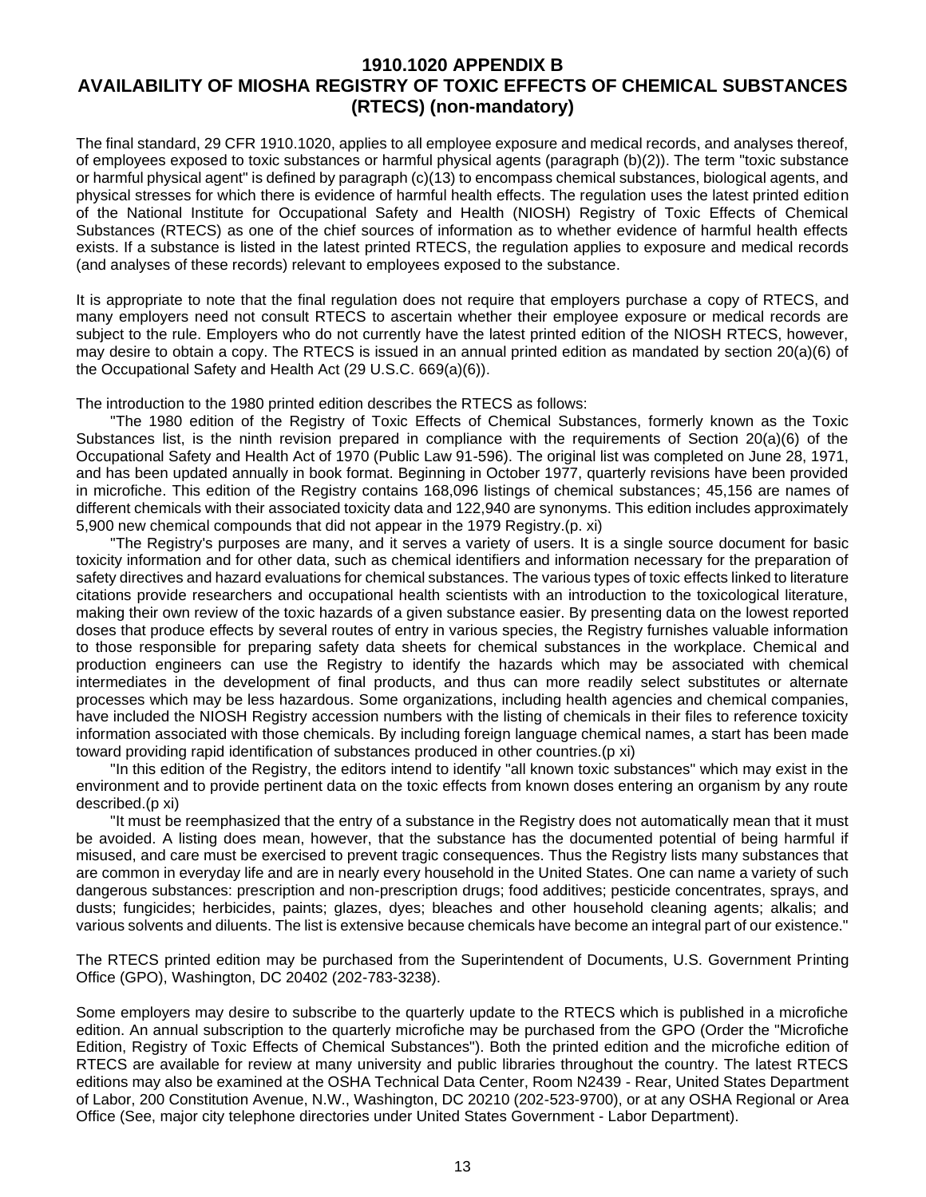# 1910.1020 APPENDIX B
# AVAILABILITY OF MIOSHA REGISTRY OF TOXIC EFFECTS OF CHEMICAL SUBSTANCES (RTECS) (non-mandatory)

The final standard, 29 CFR 1910.1020, applies to all employee exposure and medical records, and analyses thereof, of employees exposed to toxic substances or harmful physical agents (paragraph (b)(2)). The term "toxic substance or harmful physical agent" is defined by paragraph (c)(13) to encompass chemical substances, biological agents, and physical stresses for which there is evidence of harmful health effects. The regulation uses the latest printed edition of the National Institute for Occupational Safety and Health (NIOSH) Registry of Toxic Effects of Chemical Substances (RTECS) as one of the chief sources of information as to whether evidence of harmful health effects exists. If a substance is listed in the latest printed RTECS, the regulation applies to exposure and medical records (and analyses of these records) relevant to employees exposed to the substance.

It is appropriate to note that the final regulation does not require that employers purchase a copy of RTECS, and many employers need not consult RTECS to ascertain whether their employee exposure or medical records are subject to the rule. Employers who do not currently have the latest printed edition of the NIOSH RTECS, however, may desire to obtain a copy. The RTECS is issued in an annual printed edition as mandated by section 20(a)(6) of the Occupational Safety and Health Act (29 U.S.C. 669(a)(6)).

The introduction to the 1980 printed edition describes the RTECS as follows:

"The 1980 edition of the Registry of Toxic Effects of Chemical Substances, formerly known as the Toxic Substances list, is the ninth revision prepared in compliance with the requirements of Section 20(a)(6) of the Occupational Safety and Health Act of 1970 (Public Law 91-596). The original list was completed on June 28, 1971, and has been updated annually in book format. Beginning in October 1977, quarterly revisions have been provided in microfiche. This edition of the Registry contains 168,096 listings of chemical substances; 45,156 are names of different chemicals with their associated toxicity data and 122,940 are synonyms. This edition includes approximately 5,900 new chemical compounds that did not appear in the 1979 Registry.(p. xi)

"The Registry's purposes are many, and it serves a variety of users. It is a single source document for basic toxicity information and for other data, such as chemical identifiers and information necessary for the preparation of safety directives and hazard evaluations for chemical substances. The various types of toxic effects linked to literature citations provide researchers and occupational health scientists with an introduction to the toxicological literature, making their own review of the toxic hazards of a given substance easier. By presenting data on the lowest reported doses that produce effects by several routes of entry in various species, the Registry furnishes valuable information to those responsible for preparing safety data sheets for chemical substances in the workplace. Chemical and production engineers can use the Registry to identify the hazards which may be associated with chemical intermediates in the development of final products, and thus can more readily select substitutes or alternate processes which may be less hazardous. Some organizations, including health agencies and chemical companies, have included the NIOSH Registry accession numbers with the listing of chemicals in their files to reference toxicity information associated with those chemicals. By including foreign language chemical names, a start has been made toward providing rapid identification of substances produced in other countries.(p xi)

"In this edition of the Registry, the editors intend to identify "all known toxic substances" which may exist in the environment and to provide pertinent data on the toxic effects from known doses entering an organism by any route described.(p xi)

"It must be reemphasized that the entry of a substance in the Registry does not automatically mean that it must be avoided. A listing does mean, however, that the substance has the documented potential of being harmful if misused, and care must be exercised to prevent tragic consequences. Thus the Registry lists many substances that are common in everyday life and are in nearly every household in the United States. One can name a variety of such dangerous substances: prescription and non-prescription drugs; food additives; pesticide concentrates, sprays, and dusts; fungicides; herbicides, paints; glazes, dyes; bleaches and other household cleaning agents; alkalis; and various solvents and diluents. The list is extensive because chemicals have become an integral part of our existence."

The RTECS printed edition may be purchased from the Superintendent of Documents, U.S. Government Printing Office (GPO), Washington, DC 20402 (202-783-3238).

Some employers may desire to subscribe to the quarterly update to the RTECS which is published in a microfiche edition. An annual subscription to the quarterly microfiche may be purchased from the GPO (Order the "Microfiche Edition, Registry of Toxic Effects of Chemical Substances"). Both the printed edition and the microfiche edition of RTECS are available for review at many university and public libraries throughout the country. The latest RTECS editions may also be examined at the OSHA Technical Data Center, Room N2439 - Rear, United States Department of Labor, 200 Constitution Avenue, N.W., Washington, DC 20210 (202-523-9700), or at any OSHA Regional or Area Office (See, major city telephone directories under United States Government - Labor Department).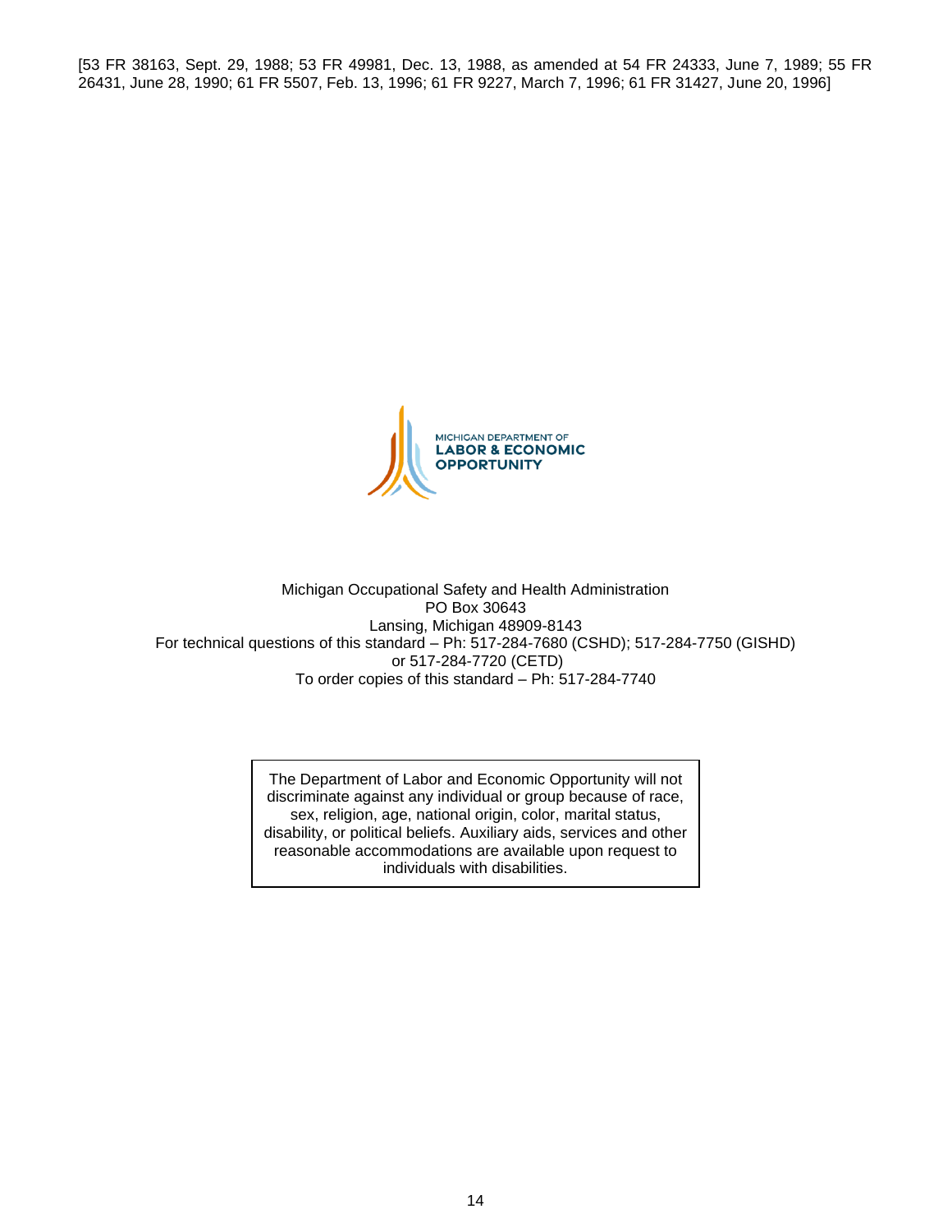[53 FR 38163, Sept. 29, 1988; 53 FR 49981, Dec. 13, 1988, as amended at 54 FR 24333, June 7, 1989; 55 FR 26431, June 28, 1990; 61 FR 5507, Feb. 13, 1996; 61 FR 9227, March 7, 1996; 61 FR 31427, June 20, 1996]

MICHIGAN DEPARTMENT OF
**LABOR & ECONOMIC OPPORTUNITY**

Michigan Occupational Safety and Health Administration
PO Box 30643
Lansing, Michigan 48909-8143
For technical questions of this standard – Ph: 517-284-7680 (CSHD); 517-284-7750 (GISHD) or 517-284-7720 (CETD)
To order copies of this standard – Ph: 517-284-7740

The Department of Labor and Economic Opportunity will not discriminate against any individual or group because of race, sex, religion, age, national origin, color, marital status, disability, or political beliefs. Auxiliary aids, services and other reasonable accommodations are available upon request to individuals with disabilities.